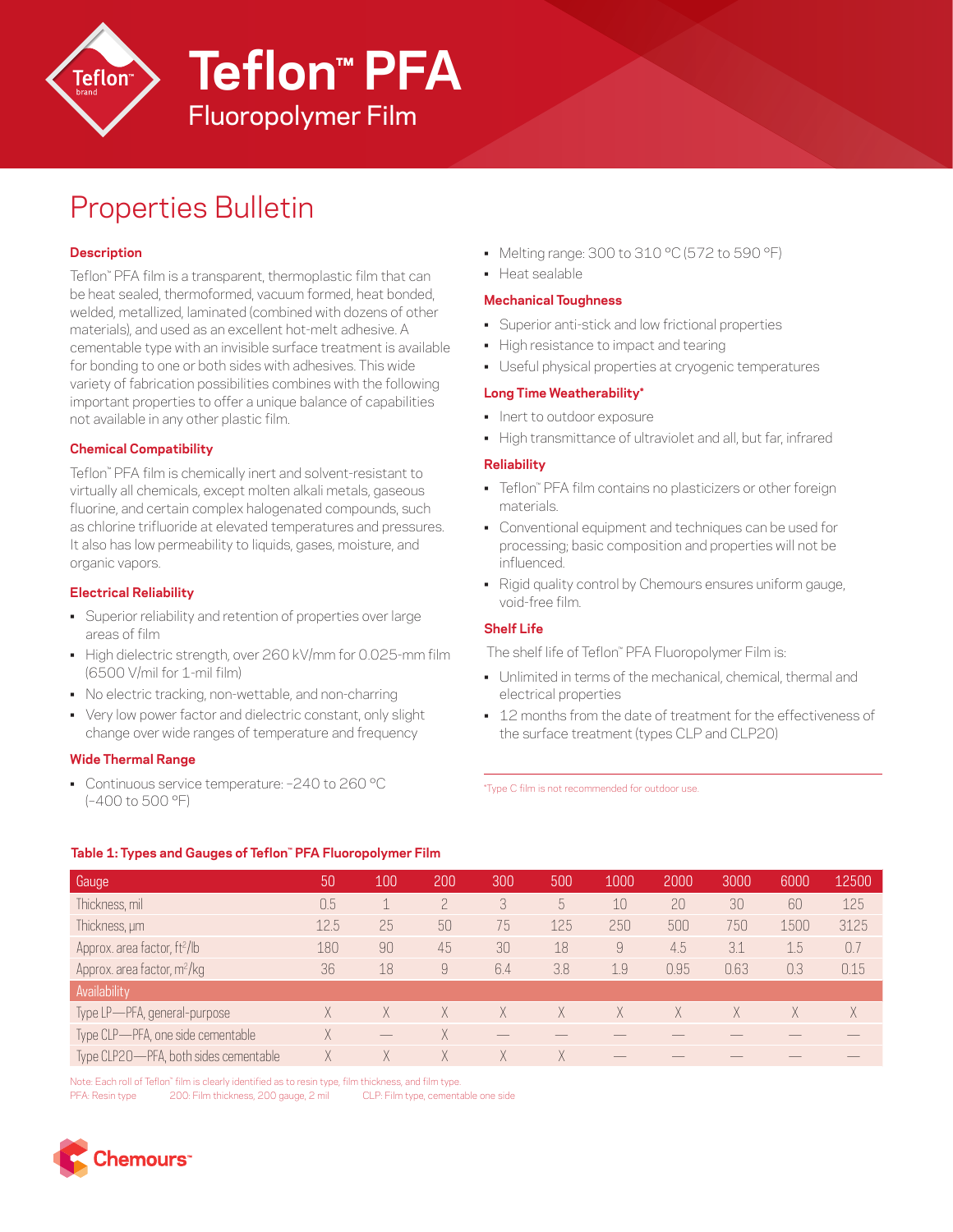# Teflon™ PFA

## Fluoropolymer Film

# Properties Bulletin

### Description

Teflon™ PFA film is a transparent, thermoplastic film that can be heat sealed, thermoformed, vacuum formed, heat bonded, welded, metallized, laminated (combined with dozens of other materials), and used as an excellent hot-melt adhesive. A cementable type with an invisible surface treatment is available for bonding to one or both sides with adhesives. This wide variety of fabrication possibilities combines with the following important properties to offer a unique balance of capabilities not available in any other plastic film.

### Chemical Compatibility

Teflon™ PFA film is chemically inert and solvent-resistant to virtually all chemicals, except molten alkali metals, gaseous fluorine, and certain complex halogenated compounds, such as chlorine trifluoride at elevated temperatures and pressures. It also has low permeability to liquids, gases, moisture, and organic vapors.

### Electrical Reliability

- Superior reliability and retention of properties over large areas of film
- High dielectric strength, over 260 kV/mm for 0.025-mm film (6500 V/mil for 1-mil film)
- No electric tracking, non-wettable, and non-charring
- Very low power factor and dielectric constant, only slight change over wide ranges of temperature and frequency

### Wide Thermal Range

- Continuous service temperature: –240 to 260 °C (–400 to 500 °F)
- Melting range: 300 to 310 °C (572 to 590 °F)
- Heat sealable

### Mechanical Toughness

- Superior anti-stick and low frictional properties
- High resistance to impact and tearing
- Useful physical properties at cryogenic temperatures

### Long Time Weatherability*

- Inert to outdoor exposure
- High transmittance of ultraviolet and all, but far, infrared

### Reliability

- Teflon™ PFA film contains no plasticizers or other foreign materials.
- Conventional equipment and techniques can be used for processing; basic composition and properties will not be influenced.
- Rigid quality control by Chemours ensures uniform gauge, void-free film.

### Shelf Life

The shelf life of Teflon™ PFA Fluoropolymer Film is:

- Unlimited in terms of the mechanical, chemical, thermal and electrical properties
- 12 months from the date of treatment for the effectiveness of the surface treatment (types CLP and CLP20)

*Type C film is not recommended for outdoor use.

**Table 1: Types and Gauges of Teflon™ PFA Fluoropolymer Film**

| Gauge | 50 | 100 | 200 | 300 | 500 | 1000 | 2000 | 3000 | 6000 | 12500 |
|---|---|---|---|---|---|---|---|---|---|---|
| Thickness, mil | 0.5 | 1 | 2 | 3 | 5 | 10 | 20 | 30 | 60 | 125 |
| Thickness, µm | 12.5 | 25 | 50 | 75 | 125 | 250 | 500 | 750 | 1500 | 3125 |
| Approx. area factor, ft²/lb | 180 | 90 | 45 | 30 | 18 | 9 | 4.5 | 3.1 | 1.5 | 0.7 |
| Approx. area factor, m²/kg | 36 | 18 | 9 | 6.4 | 3.8 | 1.9 | 0.95 | 0.63 | 0.3 | 0.15 |
| **Availability** | | | | | | | | | | |
| Type LP—PFA, general-purpose | X | X | X | X | X | X | X | X | X | X |
| Type CLP—PFA, one side cementable | X | — | X | — | — | — | — | — | — | — |
| Type CLP20—PFA, both sides cementable | X | X | X | X | X | — | — | — | — | — |

Note: Each roll of Teflon™ film is clearly identified as to resin type, film thickness, and film type.
PFA: Resin type 200: Film thickness, 200 gauge, 2 mil CLP: Film type, cementable one side

Chemours™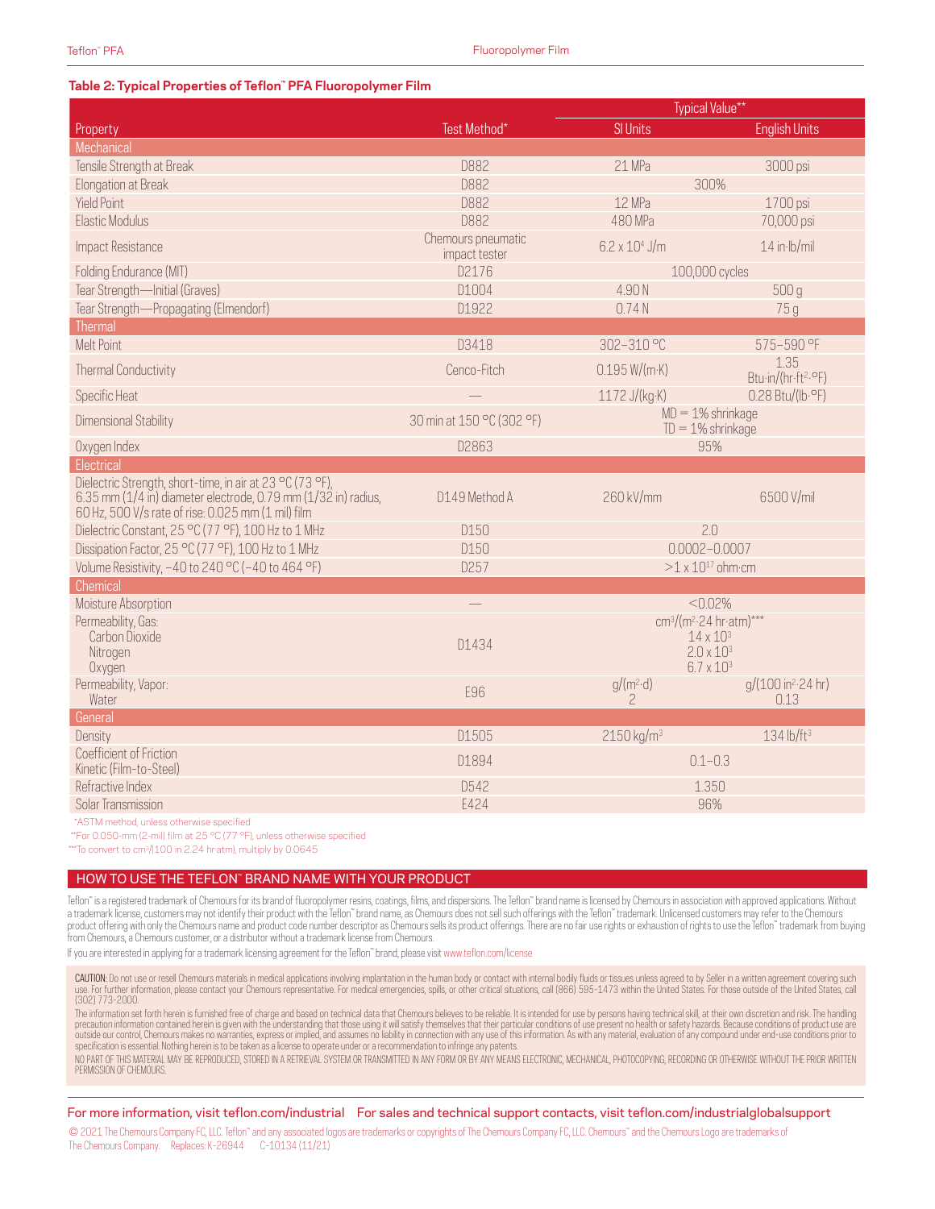### Table 2: Typical Properties of Teflon™ PFA Fluoropolymer Film

| Property | Test Method* | Typical Value** | |
|---|---|---|---|
| | | SI Units | English Units |
| **Mechanical** | | | |
| Tensile Strength at Break | D882 | 21 MPa | 3000 psi |
| Elongation at Break | D882 | 300% | |
| Yield Point | D882 | 12 MPa | 1700 psi |
| Elastic Modulus | D882 | 480 MPa | 70,000 psi |
| Impact Resistance | Chemours pneumatic impact tester | $6.2 \times 10^4$ J/m | 14 in·lb/mil |
| Folding Endurance (MIT) | D2176 | 100,000 cycles | |
| Tear Strength—Initial (Graves) | D1004 | 4.90 N | 500 g |
| Tear Strength—Propagating (Elmendorf) | D1922 | 0.74 N | 75 g |
| **Thermal** | | | |
| Melt Point | D3418 | 302–310 °C | 575–590 °F |
| Thermal Conductivity | Cenco-Fitch | 0.195 W/(m·K) | 1.35 Btu·in/(hr·ft$^2$·°F) |
| Specific Heat | — | 1172 J/(kg·K) | 0.28 Btu/(lb·°F) |
| Dimensional Stability | 30 min at 150 °C (302 °F) | MD = 1% shrinkage<br>TD = 1% shrinkage | |
| Oxygen Index | D2863 | 95% | |
| **Electrical** | | | |
| Dielectric Strength, short-time, in air at 23 °C (73 °F), 6.35 mm (1/4 in) diameter electrode, 0.79 mm (1/32 in) radius, 60 Hz, 500 V/s rate of rise: 0.025 mm (1 mil) film | D149 Method A | 260 kV/mm | 6500 V/mil |
| Dielectric Constant, 25 °C (77 °F), 100 Hz to 1 MHz | D150 | 2.0 | |
| Dissipation Factor, 25 °C (77 °F), 100 Hz to 1 MHz | D150 | 0.0002–0.0007 | |
| Volume Resistivity, −40 to 240 °C (−40 to 464 °F) | D257 | >1 x $10^{17}$ ohm·cm | |
| **Chemical** | | | |
| Moisture Absorption | — | <0.02% | |
| Permeability, Gas: | D1434 | cm$^3$/(m$^2$·24 hr·atm)*** | |
| Carbon Dioxide | | 14 x $10^3$ | |
| Nitrogen | | 2.0 x $10^3$ | |
| Oxygen | | 6.7 x $10^3$ | |
| Permeability, Vapor: | E96 | g/(m$^2$·d) | g/(100 in$^2$·24 hr) |
| Water | | 2 | 0.13 |
| **General** | | | |
| Density | D1505 | 2150 kg/m$^3$ | 134 lb/ft$^3$ |
| Coefficient of Friction Kinetic (Film-to-Steel) | D1894 | 0.1–0.3 | |
| Refractive Index | D542 | 1.350 | |
| Solar Transmission | E424 | 96% | |

*ASTM method, unless otherwise specified

**For 0.050-mm (2-mil) film at 25 °C (77 °F), unless otherwise specified

***To convert to cm$^3$/(100 in 2.24 hr·atm), multiply by 0.0645

## HOW TO USE THE TEFLON™ BRAND NAME WITH YOUR PRODUCT

Teflon™ is a registered trademark of Chemours for its brand of fluoropolymer resins, coatings, films, and dispersions. The Teflon™ brand name is licensed by Chemours in association with approved applications. Without a trademark license, customers may not identify their product with the Teflon™ brand name, as Chemours does not sell such offerings with the Teflon™ trademark. Unlicensed customers may refer to the Chemours product offering with only the Chemours name and product code number descriptor as Chemours sells its product offerings. There are no fair use rights or exhaustion of rights to use the Teflon™ trademark from buying from Chemours, a Chemours customer, or a distributor without a trademark license from Chemours.

If you are interested in applying for a trademark licensing agreement for the Teflon™ brand, please visit www.teflon.com/license

CAUTION: Do not use or resell Chemours materials in medical applications involving implantation in the human body or contact with internal bodily fluids or tissues unless agreed to by Seller in a written agreement covering such use. For further information, please contact your Chemours representative. For medical emergencies, spills, or other critical situations, call (866) 595-1473 within the United States. For those outside of the United States, call (302) 773-2000.

The information set forth herein is furnished free of charge and based on technical data that Chemours believes to be reliable. It is intended for use by persons having technical skill, at their own discretion and risk. The handling precaution information contained herein is given with the understanding that those using it will satisfy themselves that their particular conditions of use present no health or safety hazards. Because conditions of product use are outside our control, Chemours makes no warranties, express or implied, and assumes no liability in connection with any use of this information. As with any material, evaluation of any compound under end-use conditions prior to specification is essential. Nothing herein is to be taken as a license to operate under or a recommendation to infringe any patents.

NO PART OF THIS MATERIAL MAY BE REPRODUCED, STORED IN A RETRIEVAL SYSTEM OR TRANSMITTED IN ANY FORM OR BY ANY MEANS ELECTRONIC, MECHANICAL, PHOTOCOPYING, RECORDING OR OTHERWISE WITHOUT THE PRIOR WRITTEN PERMISSION OF CHEMOURS.

For more information, visit teflon.com/industrial    For sales and technical support contacts, visit teflon.com/industrialglobalsupport

© 2021 The Chemours Company FC, LLC. Teflon™ and any associated logos are trademarks or copyrights of The Chemours Company FC, LLC. Chemours™ and the Chemours Logo are trademarks of The Chemours Company.    Replaces: K-26944    C-10134 (11/21)